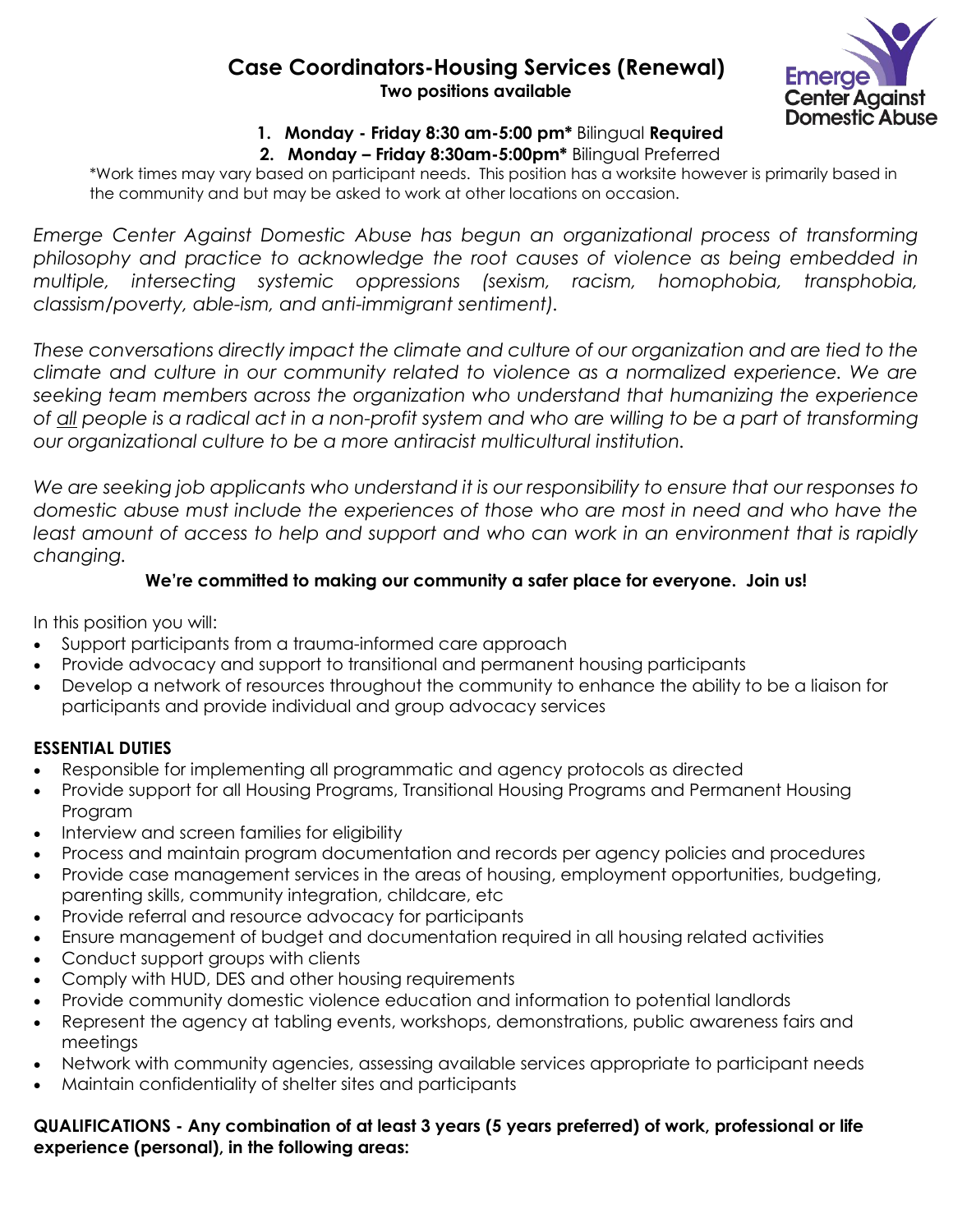# Case Coordinators-Housing Services (Renewal)

**Two positions available**

1. **Monday - Friday 8:30 am-5:00 pm*** Bilingual **Required**
2. **Monday – Friday 8:30am-5:00pm*** Bilingual Preferred

*Work times may vary based on participant needs. This position has a worksite however is primarily based in the community and but may be asked to work at other locations on occasion.

*Emerge Center Against Domestic Abuse has begun an organizational process of transforming philosophy and practice to acknowledge the root causes of violence as being embedded in multiple, intersecting systemic oppressions (sexism, racism, homophobia, transphobia, classism/poverty, able-ism, and anti-immigrant sentiment).*

*These conversations directly impact the climate and culture of our organization and are tied to the climate and culture in our community related to violence as a normalized experience. We are seeking team members across the organization who understand that humanizing the experience of <u>all</u> people is a radical act in a non-profit system and who are willing to be a part of transforming our organizational culture to be a more antiracist multicultural institution.*

*We are seeking job applicants who understand it is our responsibility to ensure that our responses to domestic abuse must include the experiences of those who are most in need and who have the least amount of access to help and support and who can work in an environment that is rapidly changing.*

**We're committed to making our community a safer place for everyone. Join us!**

In this position you will:

- Support participants from a trauma-informed care approach
- Provide advocacy and support to transitional and permanent housing participants
- Develop a network of resources throughout the community to enhance the ability to be a liaison for participants and provide individual and group advocacy services

**ESSENTIAL DUTIES**

- Responsible for implementing all programmatic and agency protocols as directed
- Provide support for all Housing Programs, Transitional Housing Programs and Permanent Housing Program
- Interview and screen families for eligibility
- Process and maintain program documentation and records per agency policies and procedures
- Provide case management services in the areas of housing, employment opportunities, budgeting, parenting skills, community integration, childcare, etc
- Provide referral and resource advocacy for participants
- Ensure management of budget and documentation required in all housing related activities
- Conduct support groups with clients
- Comply with HUD, DES and other housing requirements
- Provide community domestic violence education and information to potential landlords
- Represent the agency at tabling events, workshops, demonstrations, public awareness fairs and meetings
- Network with community agencies, assessing available services appropriate to participant needs
- Maintain confidentiality of shelter sites and participants

**QUALIFICATIONS - Any combination of at least 3 years (5 years preferred) of work, professional or life experience (personal), in the following areas:**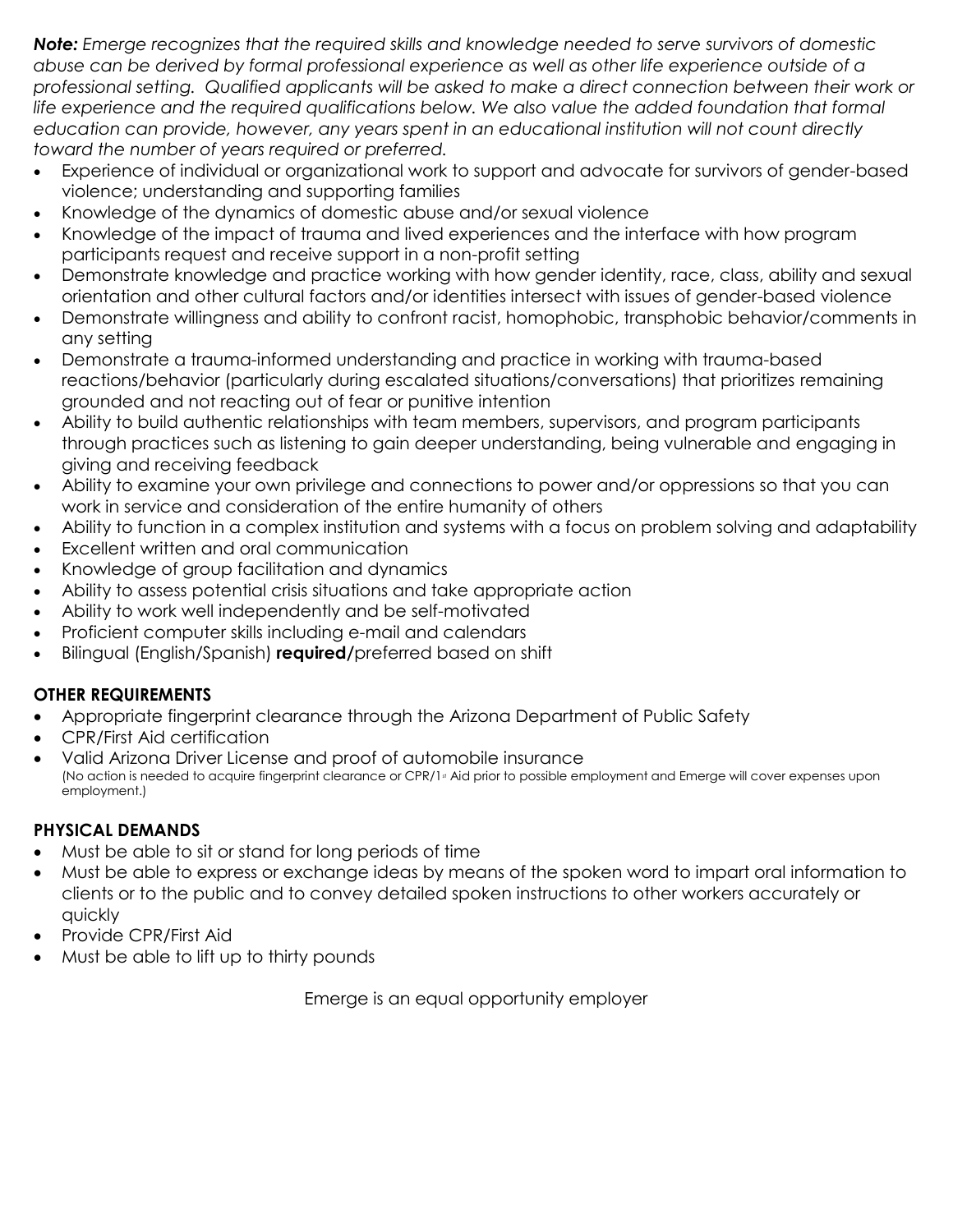***Note:*** *Emerge recognizes that the required skills and knowledge needed to serve survivors of domestic abuse can be derived by formal professional experience as well as other life experience outside of a professional setting. Qualified applicants will be asked to make a direct connection between their work or life experience and the required qualifications below. We also value the added foundation that formal education can provide, however, any years spent in an educational institution will not count directly toward the number of years required or preferred.*

- Experience of individual or organizational work to support and advocate for survivors of gender-based violence; understanding and supporting families
- Knowledge of the dynamics of domestic abuse and/or sexual violence
- Knowledge of the impact of trauma and lived experiences and the interface with how program participants request and receive support in a non-profit setting
- Demonstrate knowledge and practice working with how gender identity, race, class, ability and sexual orientation and other cultural factors and/or identities intersect with issues of gender-based violence
- Demonstrate willingness and ability to confront racist, homophobic, transphobic behavior/comments in any setting
- Demonstrate a trauma-informed understanding and practice in working with trauma-based reactions/behavior (particularly during escalated situations/conversations) that prioritizes remaining grounded and not reacting out of fear or punitive intention
- Ability to build authentic relationships with team members, supervisors, and program participants through practices such as listening to gain deeper understanding, being vulnerable and engaging in giving and receiving feedback
- Ability to examine your own privilege and connections to power and/or oppressions so that you can work in service and consideration of the entire humanity of others
- Ability to function in a complex institution and systems with a focus on problem solving and adaptability
- Excellent written and oral communication
- Knowledge of group facilitation and dynamics
- Ability to assess potential crisis situations and take appropriate action
- Ability to work well independently and be self-motivated
- Proficient computer skills including e-mail and calendars
- Bilingual (English/Spanish) **required/**preferred based on shift

### OTHER REQUIREMENTS

- Appropriate fingerprint clearance through the Arizona Department of Public Safety
- CPR/First Aid certification
- Valid Arizona Driver License and proof of automobile insurance
  (No action is needed to acquire fingerprint clearance or CPR/1st Aid prior to possible employment and Emerge will cover expenses upon employment.)

### PHYSICAL DEMANDS

- Must be able to sit or stand for long periods of time
- Must be able to express or exchange ideas by means of the spoken word to impart oral information to clients or to the public and to convey detailed spoken instructions to other workers accurately or quickly
- Provide CPR/First Aid
- Must be able to lift up to thirty pounds

Emerge is an equal opportunity employer